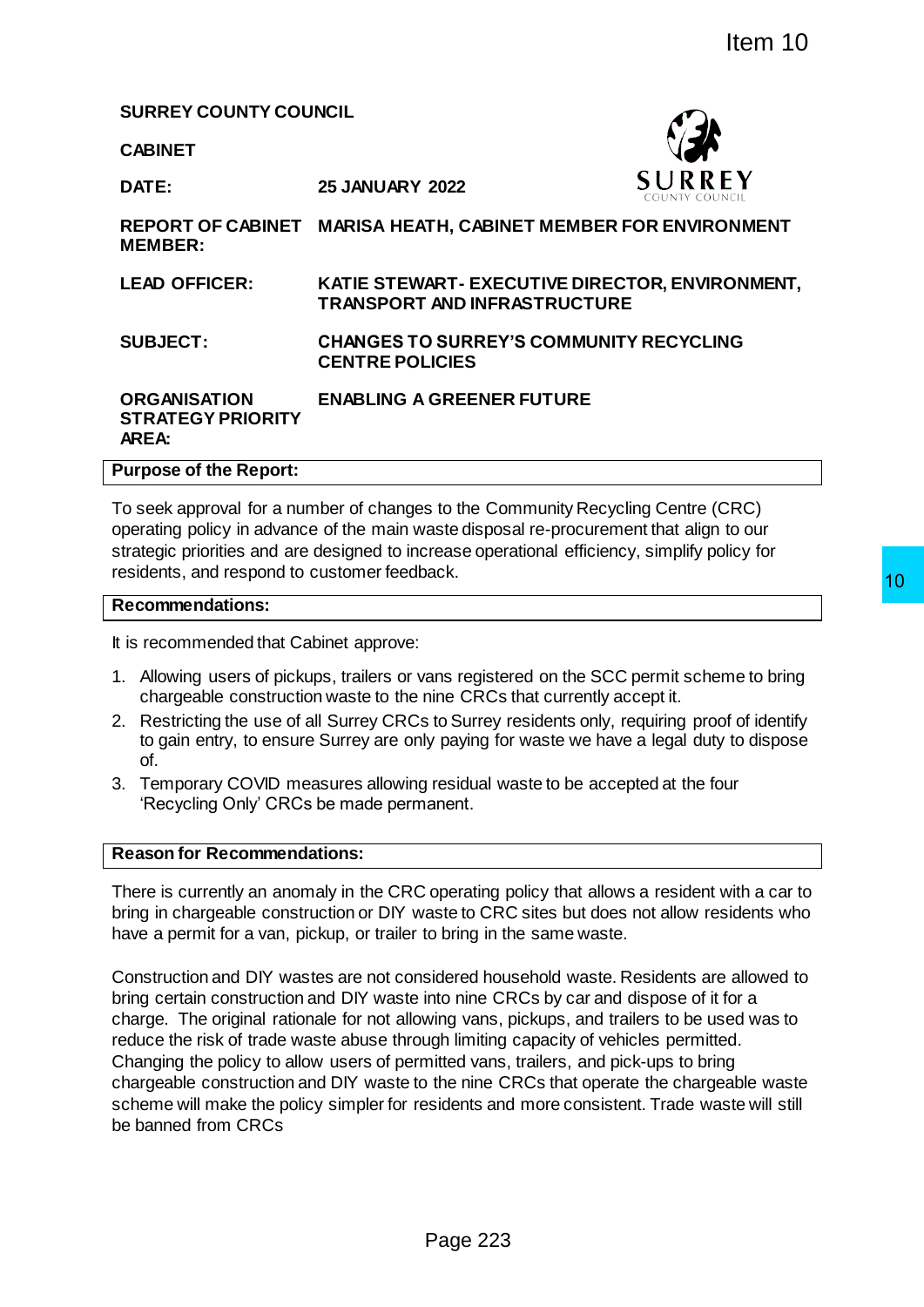Item 10

**SURREY COUNTY COUNCIL**

**CABINET**

| | |
|---|---|
| **DATE:** | **25 JANUARY 2022** |
| **REPORT OF CABINET MEMBER:** | **MARISA HEATH, CABINET MEMBER FOR ENVIRONMENT** |
| **LEAD OFFICER:** | **KATIE STEWART- EXECUTIVE DIRECTOR, ENVIRONMENT, TRANSPORT AND INFRASTRUCTURE** |
| **SUBJECT:** | **CHANGES TO SURREY'S COMMUNITY RECYCLING CENTRE POLICIES** |
| **ORGANISATION STRATEGY PRIORITY AREA:** | **ENABLING A GREENER FUTURE** |

## Purpose of the Report:

To seek approval for a number of changes to the Community Recycling Centre (CRC) operating policy in advance of the main waste disposal re-procurement that align to our strategic priorities and are designed to increase operational efficiency, simplify policy for residents, and respond to customer feedback.

## Recommendations:

It is recommended that Cabinet approve:

1. Allowing users of pickups, trailers or vans registered on the SCC permit scheme to bring chargeable construction waste to the nine CRCs that currently accept it.
2. Restricting the use of all Surrey CRCs to Surrey residents only, requiring proof of identify to gain entry, to ensure Surrey are only paying for waste we have a legal duty to dispose of.
3. Temporary COVID measures allowing residual waste to be accepted at the four 'Recycling Only' CRCs be made permanent.

## Reason for Recommendations:

There is currently an anomaly in the CRC operating policy that allows a resident with a car to bring in chargeable construction or DIY waste to CRC sites but does not allow residents who have a permit for a van, pickup, or trailer to bring in the same waste.

Construction and DIY wastes are not considered household waste. Residents are allowed to bring certain construction and DIY waste into nine CRCs by car and dispose of it for a charge. The original rationale for not allowing vans, pickups, and trailers to be used was to reduce the risk of trade waste abuse through limiting capacity of vehicles permitted. Changing the policy to allow users of permitted vans, trailers, and pick-ups to bring chargeable construction and DIY waste to the nine CRCs that operate the chargeable waste scheme will make the policy simpler for residents and more consistent. Trade waste will still be banned from CRCs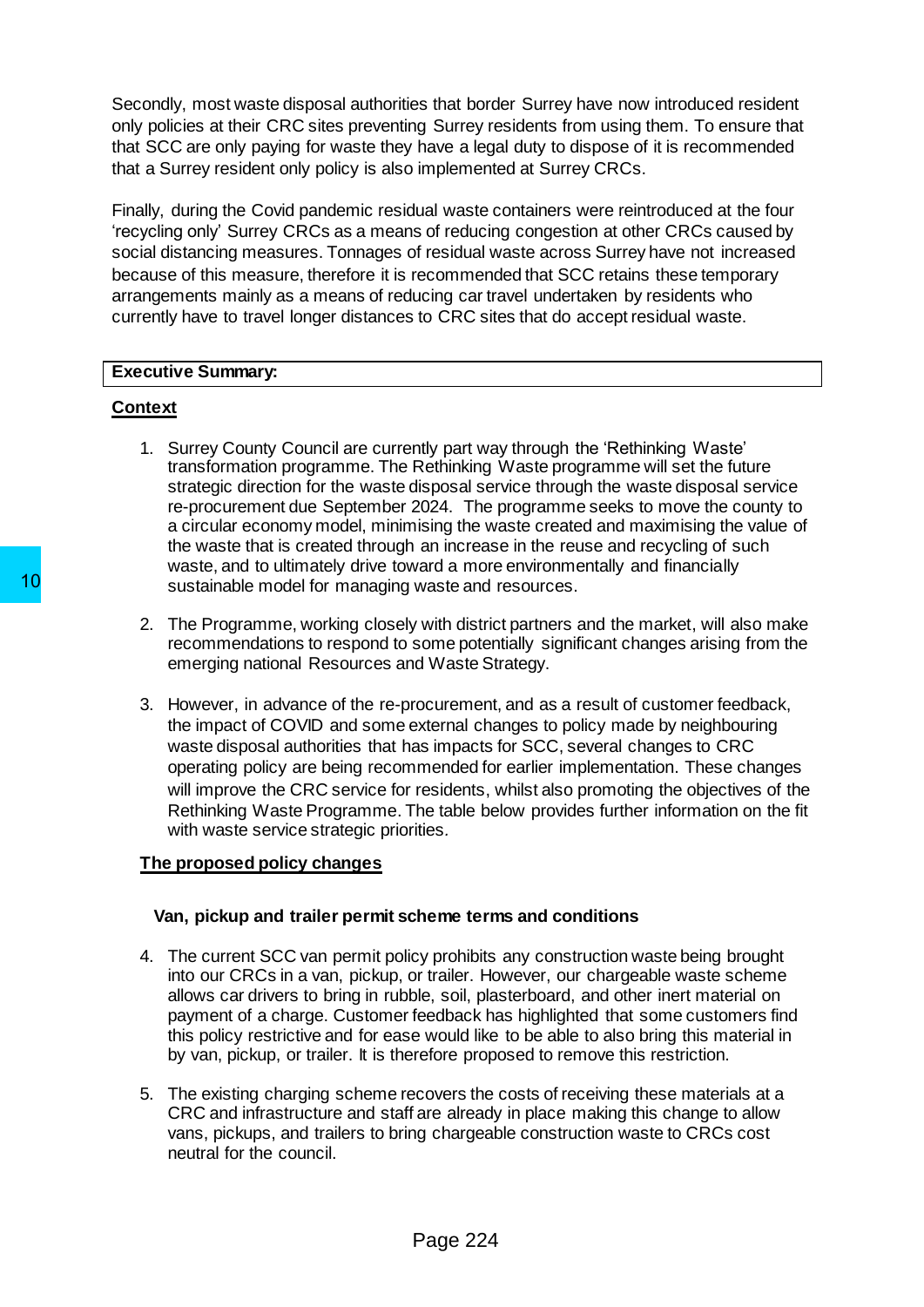Secondly, most waste disposal authorities that border Surrey have now introduced resident only policies at their CRC sites preventing Surrey residents from using them. To ensure that that SCC are only paying for waste they have a legal duty to dispose of it is recommended that a Surrey resident only policy is also implemented at Surrey CRCs.

Finally, during the Covid pandemic residual waste containers were reintroduced at the four 'recycling only' Surrey CRCs as a means of reducing congestion at other CRCs caused by social distancing measures. Tonnages of residual waste across Surrey have not increased because of this measure, therefore it is recommended that SCC retains these temporary arrangements mainly as a means of reducing car travel undertaken by residents who currently have to travel longer distances to CRC sites that do accept residual waste.

**Executive Summary:**

**Context**

1. Surrey County Council are currently part way through the 'Rethinking Waste' transformation programme. The Rethinking Waste programme will set the future strategic direction for the waste disposal service through the waste disposal service re-procurement due September 2024. The programme seeks to move the county to a circular economy model, minimising the waste created and maximising the value of the waste that is created through an increase in the reuse and recycling of such waste, and to ultimately drive toward a more environmentally and financially sustainable model for managing waste and resources.

2. The Programme, working closely with district partners and the market, will also make recommendations to respond to some potentially significant changes arising from the emerging national Resources and Waste Strategy.

3. However, in advance of the re-procurement, and as a result of customer feedback, the impact of COVID and some external changes to policy made by neighbouring waste disposal authorities that has impacts for SCC, several changes to CRC operating policy are being recommended for earlier implementation. These changes will improve the CRC service for residents, whilst also promoting the objectives of the Rethinking Waste Programme. The table below provides further information on the fit with waste service strategic priorities.

**The proposed policy changes**

**Van, pickup and trailer permit scheme terms and conditions**

4. The current SCC van permit policy prohibits any construction waste being brought into our CRCs in a van, pickup, or trailer. However, our chargeable waste scheme allows car drivers to bring in rubble, soil, plasterboard, and other inert material on payment of a charge. Customer feedback has highlighted that some customers find this policy restrictive and for ease would like to be able to also bring this material in by van, pickup, or trailer. It is therefore proposed to remove this restriction.

5. The existing charging scheme recovers the costs of receiving these materials at a CRC and infrastructure and staff are already in place making this change to allow vans, pickups, and trailers to bring chargeable construction waste to CRCs cost neutral for the council.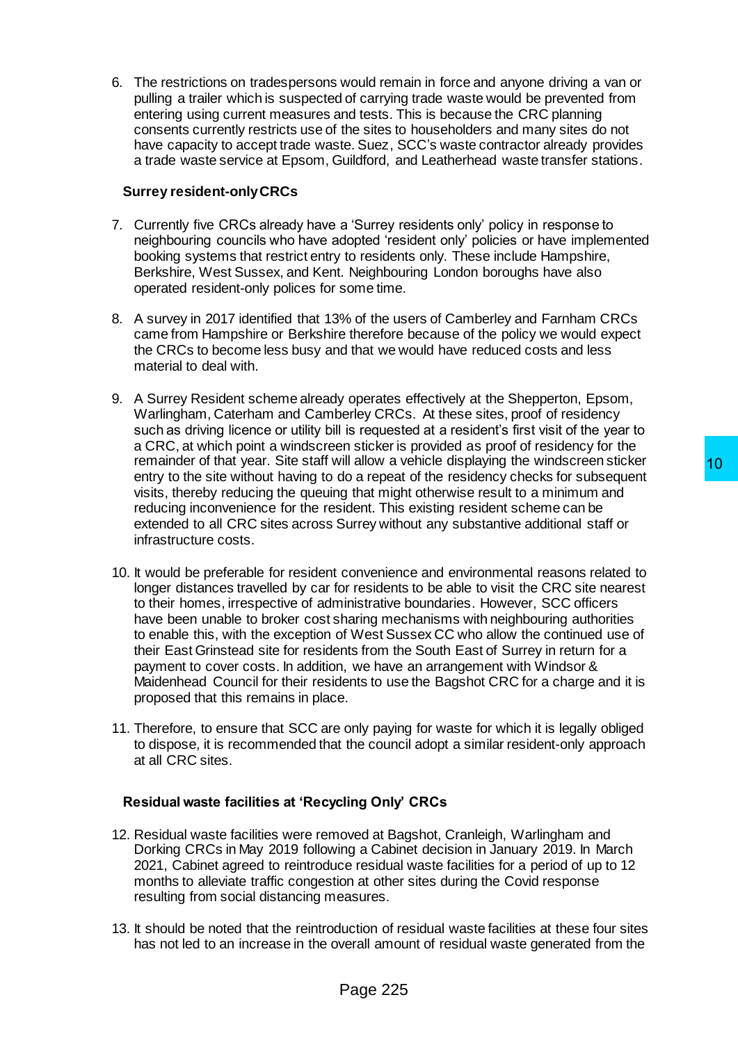6. The restrictions on tradespersons would remain in force and anyone driving a van or pulling a trailer which is suspected of carrying trade waste would be prevented from entering using current measures and tests. This is because the CRC planning consents currently restricts use of the sites to householders and many sites do not have capacity to accept trade waste. Suez, SCC's waste contractor already provides a trade waste service at Epsom, Guildford, and Leatherhead waste transfer stations.

**Surrey resident-only CRCs**

7. Currently five CRCs already have a 'Surrey residents only' policy in response to neighbouring councils who have adopted 'resident only' policies or have implemented booking systems that restrict entry to residents only. These include Hampshire, Berkshire, West Sussex, and Kent. Neighbouring London boroughs have also operated resident-only polices for some time.

8. A survey in 2017 identified that 13% of the users of Camberley and Farnham CRCs came from Hampshire or Berkshire therefore because of the policy we would expect the CRCs to become less busy and that we would have reduced costs and less material to deal with.

9. A Surrey Resident scheme already operates effectively at the Shepperton, Epsom, Warlingham, Caterham and Camberley CRCs. At these sites, proof of residency such as driving licence or utility bill is requested at a resident's first visit of the year to a CRC, at which point a windscreen sticker is provided as proof of residency for the remainder of that year. Site staff will allow a vehicle displaying the windscreen sticker entry to the site without having to do a repeat of the residency checks for subsequent visits, thereby reducing the queuing that might otherwise result to a minimum and reducing inconvenience for the resident. This existing resident scheme can be extended to all CRC sites across Surrey without any substantive additional staff or infrastructure costs.

10. It would be preferable for resident convenience and environmental reasons related to longer distances travelled by car for residents to be able to visit the CRC site nearest to their homes, irrespective of administrative boundaries. However, SCC officers have been unable to broker cost sharing mechanisms with neighbouring authorities to enable this, with the exception of West Sussex CC who allow the continued use of their East Grinstead site for residents from the South East of Surrey in return for a payment to cover costs. In addition, we have an arrangement with Windsor & Maidenhead Council for their residents to use the Bagshot CRC for a charge and it is proposed that this remains in place.

11. Therefore, to ensure that SCC are only paying for waste for which it is legally obliged to dispose, it is recommended that the council adopt a similar resident-only approach at all CRC sites.

**Residual waste facilities at 'Recycling Only' CRCs**

12. Residual waste facilities were removed at Bagshot, Cranleigh, Warlingham and Dorking CRCs in May 2019 following a Cabinet decision in January 2019. In March 2021, Cabinet agreed to reintroduce residual waste facilities for a period of up to 12 months to alleviate traffic congestion at other sites during the Covid response resulting from social distancing measures.

13. It should be noted that the reintroduction of residual waste facilities at these four sites has not led to an increase in the overall amount of residual waste generated from the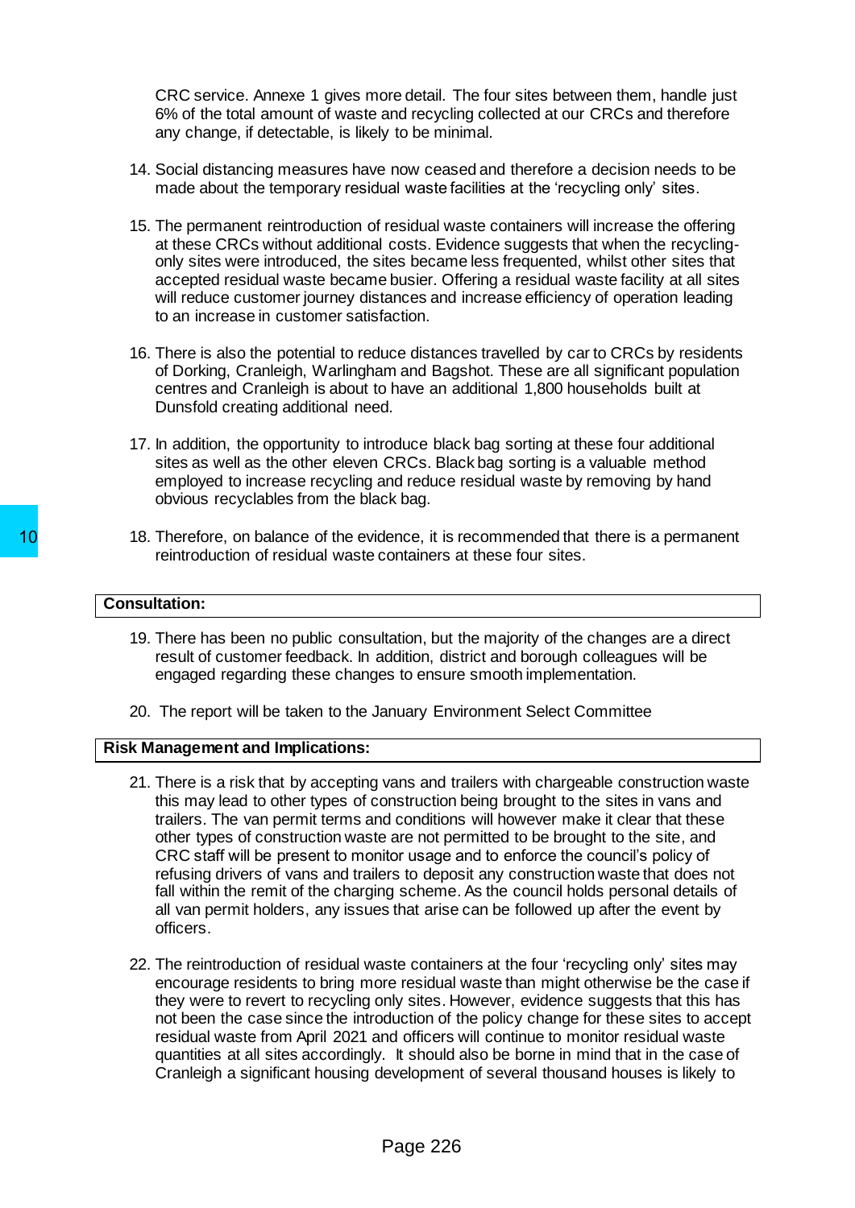CRC service. Annexe 1 gives more detail. The four sites between them, handle just 6% of the total amount of waste and recycling collected at our CRCs and therefore any change, if detectable, is likely to be minimal.

14. Social distancing measures have now ceased and therefore a decision needs to be made about the temporary residual waste facilities at the 'recycling only' sites.

15. The permanent reintroduction of residual waste containers will increase the offering at these CRCs without additional costs. Evidence suggests that when the recycling-only sites were introduced, the sites became less frequented, whilst other sites that accepted residual waste became busier. Offering a residual waste facility at all sites will reduce customer journey distances and increase efficiency of operation leading to an increase in customer satisfaction.

16. There is also the potential to reduce distances travelled by car to CRCs by residents of Dorking, Cranleigh, Warlingham and Bagshot. These are all significant population centres and Cranleigh is about to have an additional 1,800 households built at Dunsfold creating additional need.

17. In addition, the opportunity to introduce black bag sorting at these four additional sites as well as the other eleven CRCs. Black bag sorting is a valuable method employed to increase recycling and reduce residual waste by removing by hand obvious recyclables from the black bag.

18. Therefore, on balance of the evidence, it is recommended that there is a permanent reintroduction of residual waste containers at these four sites.

**Consultation:**

19. There has been no public consultation, but the majority of the changes are a direct result of customer feedback. In addition, district and borough colleagues will be engaged regarding these changes to ensure smooth implementation.

20. The report will be taken to the January Environment Select Committee

**Risk Management and Implications:**

21. There is a risk that by accepting vans and trailers with chargeable construction waste this may lead to other types of construction being brought to the sites in vans and trailers. The van permit terms and conditions will however make it clear that these other types of construction waste are not permitted to be brought to the site, and CRC staff will be present to monitor usage and to enforce the council's policy of refusing drivers of vans and trailers to deposit any construction waste that does not fall within the remit of the charging scheme. As the council holds personal details of all van permit holders, any issues that arise can be followed up after the event by officers.

22. The reintroduction of residual waste containers at the four 'recycling only' sites may encourage residents to bring more residual waste than might otherwise be the case if they were to revert to recycling only sites. However, evidence suggests that this has not been the case since the introduction of the policy change for these sites to accept residual waste from April 2021 and officers will continue to monitor residual waste quantities at all sites accordingly. It should also be borne in mind that in the case of Cranleigh a significant housing development of several thousand houses is likely to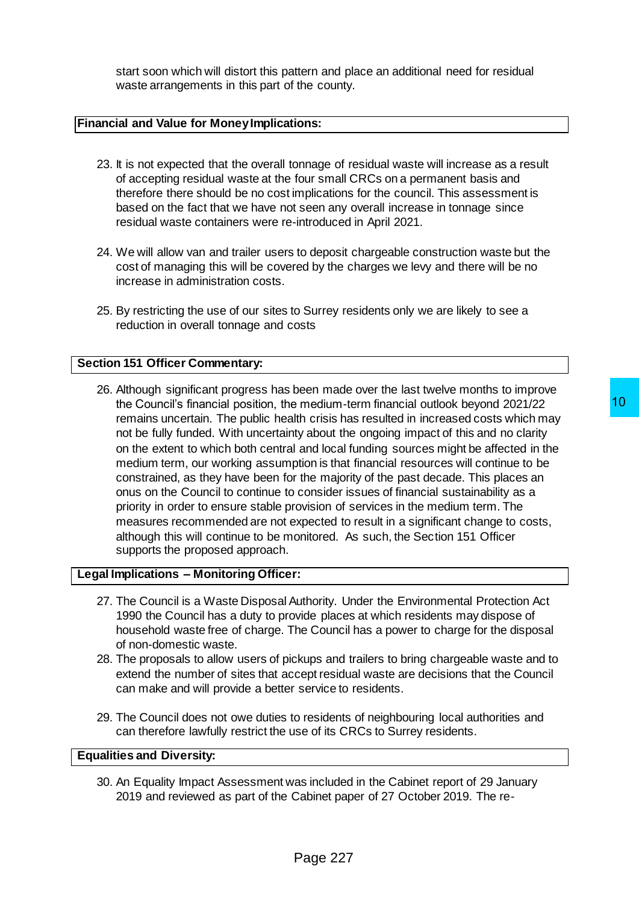start soon which will distort this pattern and place an additional need for residual waste arrangements in this part of the county.

**Financial and Value for Money Implications:**

23. It is not expected that the overall tonnage of residual waste will increase as a result of accepting residual waste at the four small CRCs on a permanent basis and therefore there should be no cost implications for the council. This assessment is based on the fact that we have not seen any overall increase in tonnage since residual waste containers were re-introduced in April 2021.

24. We will allow van and trailer users to deposit chargeable construction waste but the cost of managing this will be covered by the charges we levy and there will be no increase in administration costs.

25. By restricting the use of our sites to Surrey residents only we are likely to see a reduction in overall tonnage and costs

**Section 151 Officer Commentary:**

26. Although significant progress has been made over the last twelve months to improve the Council's financial position, the medium-term financial outlook beyond 2021/22 remains uncertain. The public health crisis has resulted in increased costs which may not be fully funded. With uncertainty about the ongoing impact of this and no clarity on the extent to which both central and local funding sources might be affected in the medium term, our working assumption is that financial resources will continue to be constrained, as they have been for the majority of the past decade. This places an onus on the Council to continue to consider issues of financial sustainability as a priority in order to ensure stable provision of services in the medium term. The measures recommended are not expected to result in a significant change to costs, although this will continue to be monitored. As such, the Section 151 Officer supports the proposed approach.

**Legal Implications – Monitoring Officer:**

27. The Council is a Waste Disposal Authority. Under the Environmental Protection Act 1990 the Council has a duty to provide places at which residents may dispose of household waste free of charge. The Council has a power to charge for the disposal of non-domestic waste.
28. The proposals to allow users of pickups and trailers to bring chargeable waste and to extend the number of sites that accept residual waste are decisions that the Council can make and will provide a better service to residents.

29. The Council does not owe duties to residents of neighbouring local authorities and can therefore lawfully restrict the use of its CRCs to Surrey residents.

**Equalities and Diversity:**

30. An Equality Impact Assessment was included in the Cabinet report of 29 January 2019 and reviewed as part of the Cabinet paper of 27 October 2019. The re-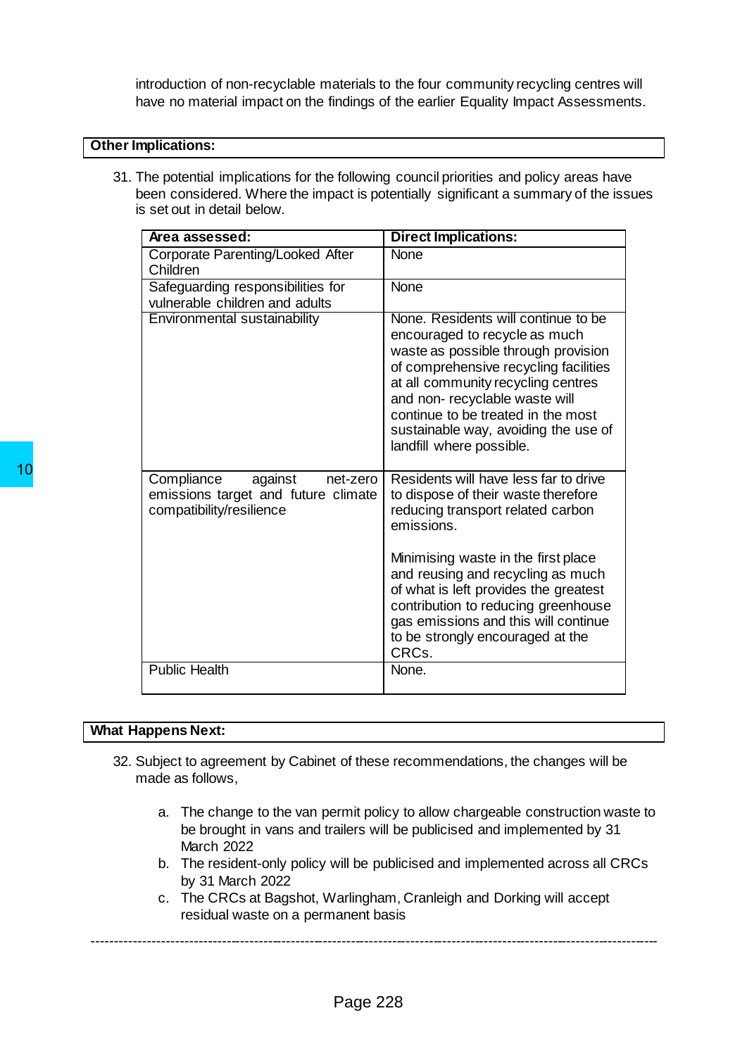introduction of non-recyclable materials to the four community recycling centres will have no material impact on the findings of the earlier Equality Impact Assessments.

## Other Implications:

31. The potential implications for the following council priorities and policy areas have been considered. Where the impact is potentially significant a summary of the issues is set out in detail below.

| Area assessed: | Direct Implications: |
|---|---|
| Corporate Parenting/Looked After Children | None |
| Safeguarding responsibilities for vulnerable children and adults | None |
| Environmental sustainability | None. Residents will continue to be encouraged to recycle as much waste as possible through provision of comprehensive recycling facilities at all community recycling centres and non- recyclable waste will continue to be treated in the most sustainable way, avoiding the use of landfill where possible. |
| Compliance against net-zero emissions target and future climate compatibility/resilience | Residents will have less far to drive to dispose of their waste therefore reducing transport related carbon emissions.<br><br>Minimising waste in the first place and reusing and recycling as much of what is left provides the greatest contribution to reducing greenhouse gas emissions and this will continue to be strongly encouraged at the CRCs. |
| Public Health | None. |

## What Happens Next:

32. Subject to agreement by Cabinet of these recommendations, the changes will be made as follows,

    a. The change to the van permit policy to allow chargeable construction waste to be brought in vans and trailers will be publicised and implemented by 31 March 2022
    b. The resident-only policy will be publicised and implemented across all CRCs by 31 March 2022
    c. The CRCs at Bagshot, Warlingham, Cranleigh and Dorking will accept residual waste on a permanent basis

---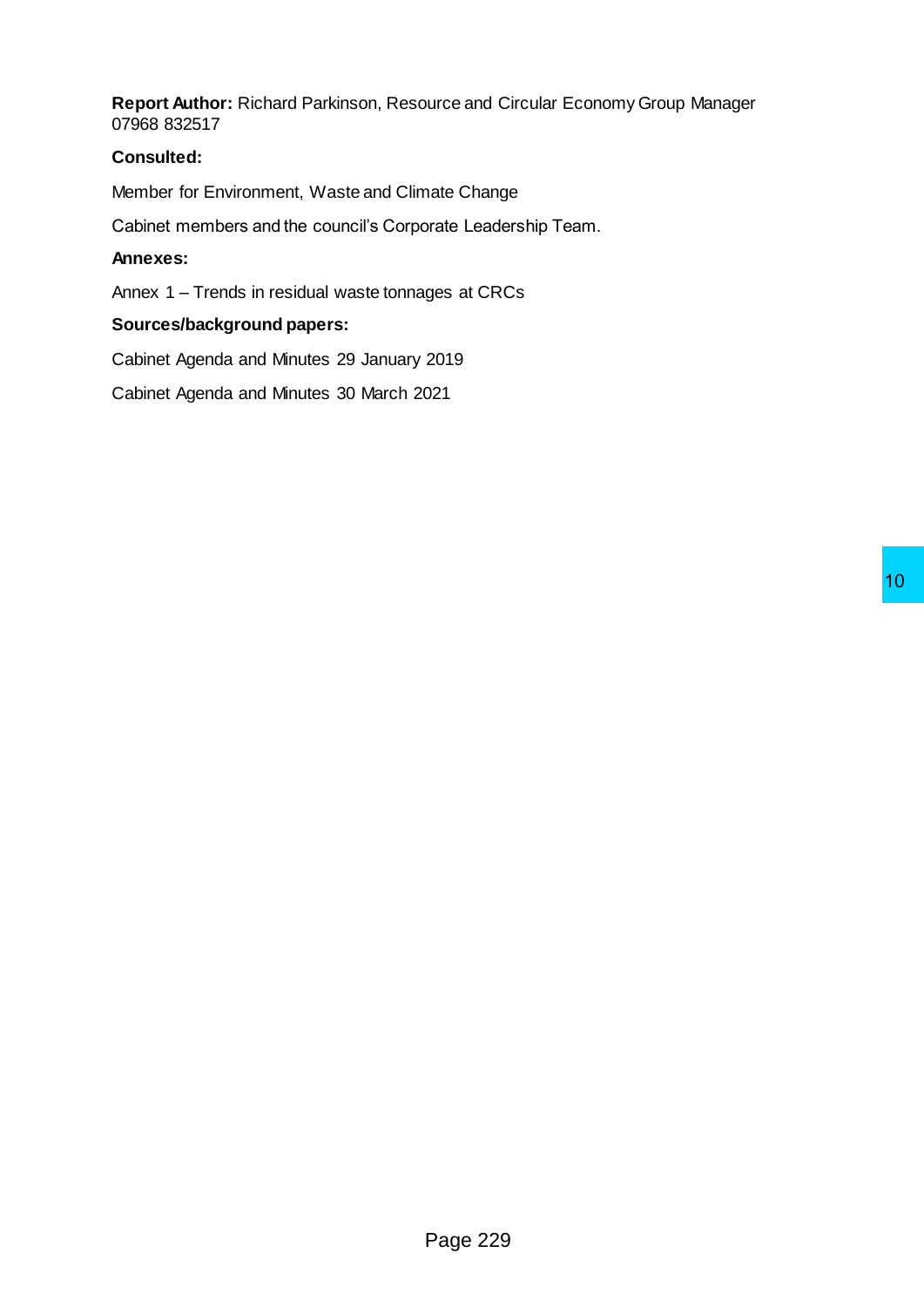**Report Author:** Richard Parkinson, Resource and Circular Economy Group Manager 07968 832517

**Consulted:**

Member for Environment, Waste and Climate Change

Cabinet members and the council's Corporate Leadership Team.

**Annexes:**

Annex 1 – Trends in residual waste tonnages at CRCs

**Sources/background papers:**

Cabinet Agenda and Minutes 29 January 2019

Cabinet Agenda and Minutes 30 March 2021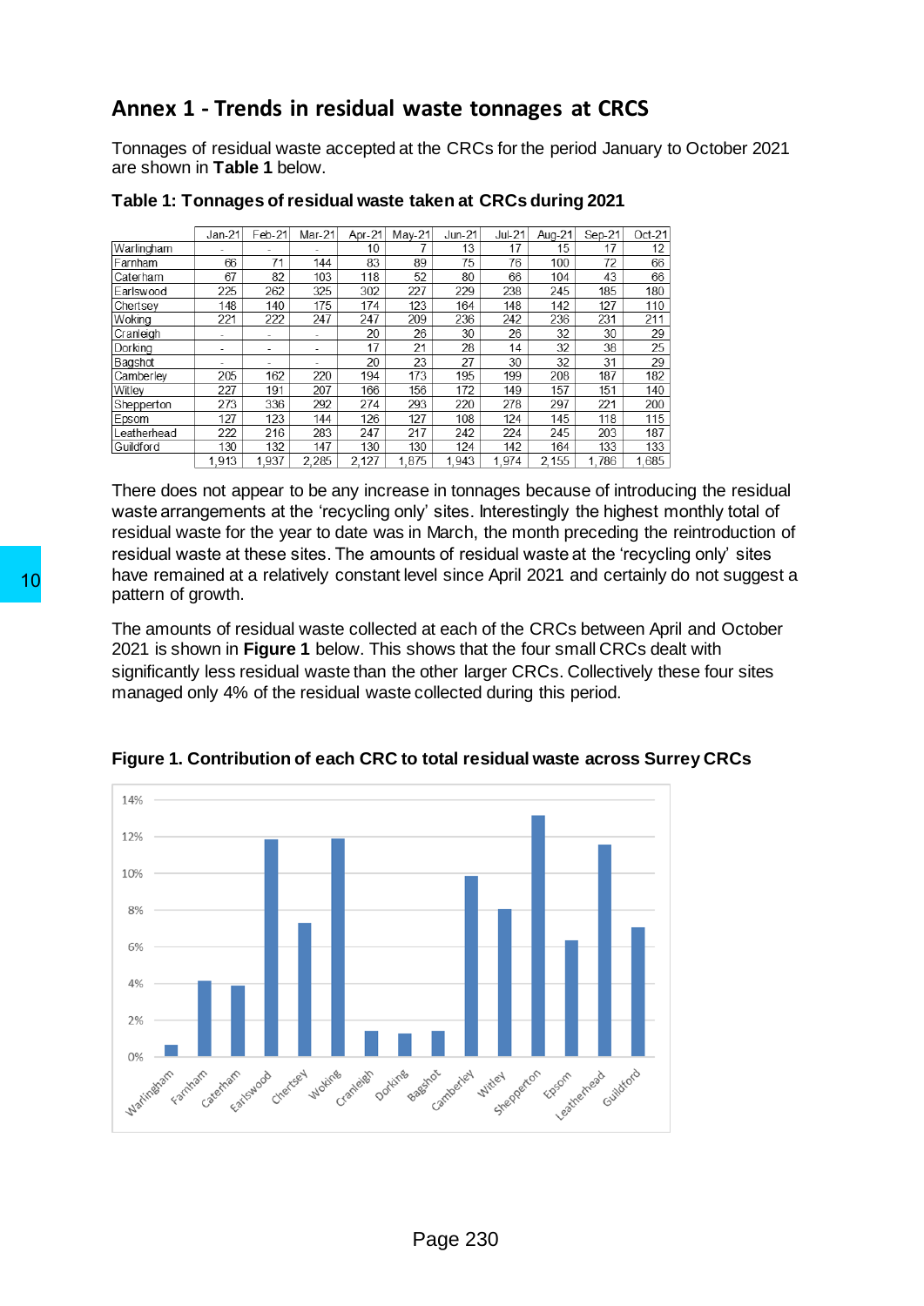# Annex 1 - Trends in residual waste tonnages at CRCS

Tonnages of residual waste accepted at the CRCs for the period January to October 2021 are shown in **Table 1** below.

**Table 1: Tonnages of residual waste taken at CRCs during 2021**

| | Jan-21 | Feb-21 | Mar-21 | Apr-21 | May-21 | Jun-21 | Jul-21 | Aug-21 | Sep-21 | Oct-21 |
|---|---|---|---|---|---|---|---|---|---|---|
| Warlingham | - | - | - | 10 | 7 | 13 | 17 | 15 | 17 | 12 |
| Farnham | 66 | 71 | 144 | 83 | 89 | 75 | 76 | 100 | 72 | 66 |
| Caterham | 67 | 82 | 103 | 118 | 52 | 80 | 66 | 104 | 43 | 66 |
| Earlswood | 225 | 262 | 325 | 302 | 227 | 229 | 238 | 245 | 185 | 180 |
| Chertsey | 148 | 140 | 175 | 174 | 123 | 164 | 148 | 142 | 127 | 110 |
| Woking | 221 | 222 | 247 | 247 | 209 | 236 | 242 | 236 | 231 | 211 |
| Cranleigh | - | - | - | 20 | 26 | 30 | 26 | 32 | 30 | 29 |
| Dorking | - | - | - | 17 | 21 | 28 | 14 | 32 | 38 | 25 |
| Bagshot | - | - | - | 20 | 23 | 27 | 30 | 32 | 31 | 29 |
| Camberley | 205 | 162 | 220 | 194 | 173 | 195 | 199 | 208 | 187 | 182 |
| Witley | 227 | 191 | 207 | 166 | 156 | 172 | 149 | 157 | 151 | 140 |
| Shepperton | 273 | 336 | 292 | 274 | 293 | 220 | 278 | 297 | 221 | 200 |
| Epsom | 127 | 123 | 144 | 126 | 127 | 108 | 124 | 145 | 118 | 115 |
| Leatherhead | 222 | 216 | 283 | 247 | 217 | 242 | 224 | 245 | 203 | 187 |
| Guildford | 130 | 132 | 147 | 130 | 130 | 124 | 142 | 164 | 133 | 133 |
| | 1,913 | 1,937 | 2,285 | 2,127 | 1,875 | 1,943 | 1,974 | 2,155 | 1,786 | 1,685 |

There does not appear to be any increase in tonnages because of introducing the residual waste arrangements at the 'recycling only' sites. Interestingly the highest monthly total of residual waste for the year to date was in March, the month preceding the reintroduction of residual waste at these sites. The amounts of residual waste at the 'recycling only' sites have remained at a relatively constant level since April 2021 and certainly do not suggest a pattern of growth.

The amounts of residual waste collected at each of the CRCs between April and October 2021 is shown in **Figure 1** below. This shows that the four small CRCs dealt with significantly less residual waste than the other larger CRCs. Collectively these four sites managed only 4% of the residual waste collected during this period.

**Figure 1. Contribution of each CRC to total residual waste across Surrey CRCs**

14%
12%
10%
8%
6%
4%
2%
0%

Warlingham, Farnham, Caterham, Earlswood, Chertsey, Woking, Cranleigh, Dorking, Bagshot, Camberley, Witley, Shepperton, Epsom, Leatherhead, Guildford